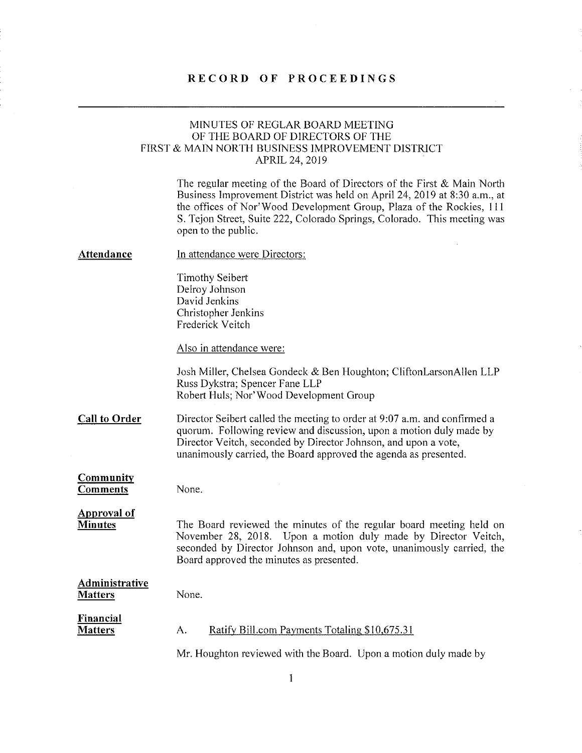# RECORD OF PROCEEDINGS

## MINUTES OF REGLAR BOARD MEETING OF THE BOARD OF DIRECTORS OF THE FIRST & MAIN NORTH BUSINESS IMPROVEMENT DISTRICT APRIL 24, 2019

The regular meeting of the Board of Directors of the First & Main North Business Improvement District was held on April 24, 2019 at 8:30 a.m., at the offices of Nor'Wood Development Group, Plaza of the Rockies, 111 S. Tejon Street, Suite 222, Colorado Springs, Colorado. This meeting was open to the public.

**Attendance**

In attendance were Directors:

Timothy Seibert
Delroy Johnson
David Jenkins
Christopher Jenkins
Frederick Veitch

Also in attendance were:

Josh Miller, Chelsea Gondeck & Ben Houghton; CliftonLarsonAllen LLP
Russ Dykstra; Spencer Fane LLP
Robert Huls; Nor'Wood Development Group

**Call to Order**

Director Seibert called the meeting to order at 9:07 a.m. and confirmed a quorum. Following review and discussion, upon a motion duly made by Director Veitch, seconded by Director Johnson, and upon a vote, unanimously carried, the Board approved the agenda as presented.

**Community Comments**

None.

**Approval of Minutes**

The Board reviewed the minutes of the regular board meeting held on November 28, 2018. Upon a motion duly made by Director Veitch, seconded by Director Johnson and, upon vote, unanimously carried, the Board approved the minutes as presented.

**Administrative Matters**

None.

**Financial Matters**

A. Ratify Bill.com Payments Totaling $10,675.31

Mr. Houghton reviewed with the Board. Upon a motion duly made by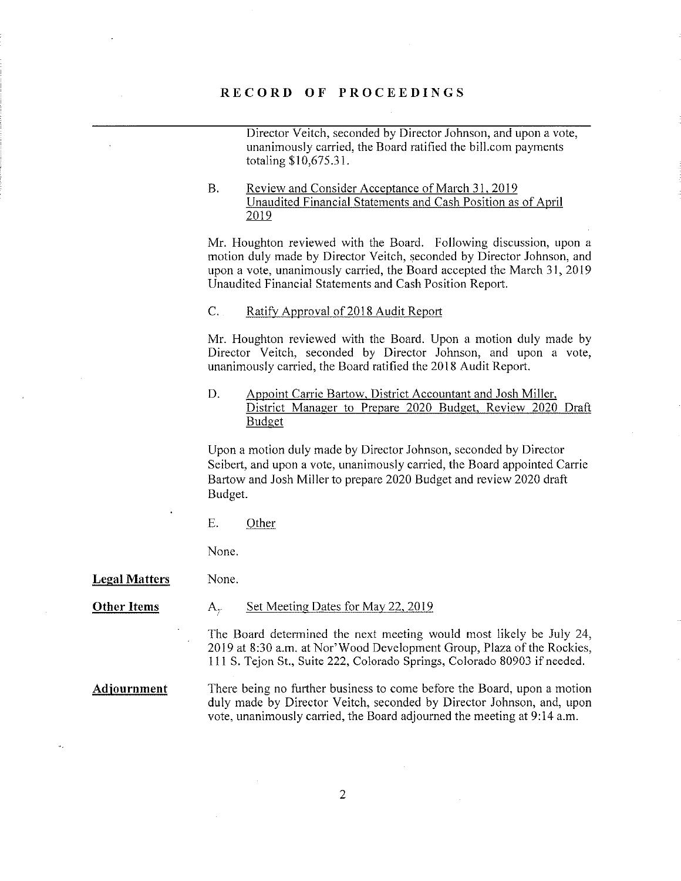# RECORD OF PROCEEDINGS

Director Veitch, seconded by Director Johnson, and upon a vote, unanimously carried, the Board ratified the bill.com payments totaling $10,675.31.

B. Review and Consider Acceptance of March 31, 2019 Unaudited Financial Statements and Cash Position as of April 2019

Mr. Houghton reviewed with the Board. Following discussion, upon a motion duly made by Director Veitch, seconded by Director Johnson, and upon a vote, unanimously carried, the Board accepted the March 31, 2019 Unaudited Financial Statements and Cash Position Report.

C. Ratify Approval of 2018 Audit Report

Mr. Houghton reviewed with the Board. Upon a motion duly made by Director Veitch, seconded by Director Johnson, and upon a vote, unanimously carried, the Board ratified the 2018 Audit Report.

D. Appoint Carrie Bartow, District Accountant and Josh Miller, District Manager to Prepare 2020 Budget, Review 2020 Draft Budget

Upon a motion duly made by Director Johnson, seconded by Director Seibert, and upon a vote, unanimously carried, the Board appointed Carrie Bartow and Josh Miller to prepare 2020 Budget and review 2020 draft Budget.

E. Other

None.

**Legal Matters**

None.

**Other Items**

A. Set Meeting Dates for May 22, 2019

The Board determined the next meeting would most likely be July 24, 2019 at 8:30 a.m. at Nor'Wood Development Group, Plaza of the Rockies, 111 S. Tejon St., Suite 222, Colorado Springs, Colorado 80903 if needed.

**Adjournment**

There being no further business to come before the Board, upon a motion duly made by Director Veitch, seconded by Director Johnson, and, upon vote, unanimously carried, the Board adjourned the meeting at 9:14 a.m.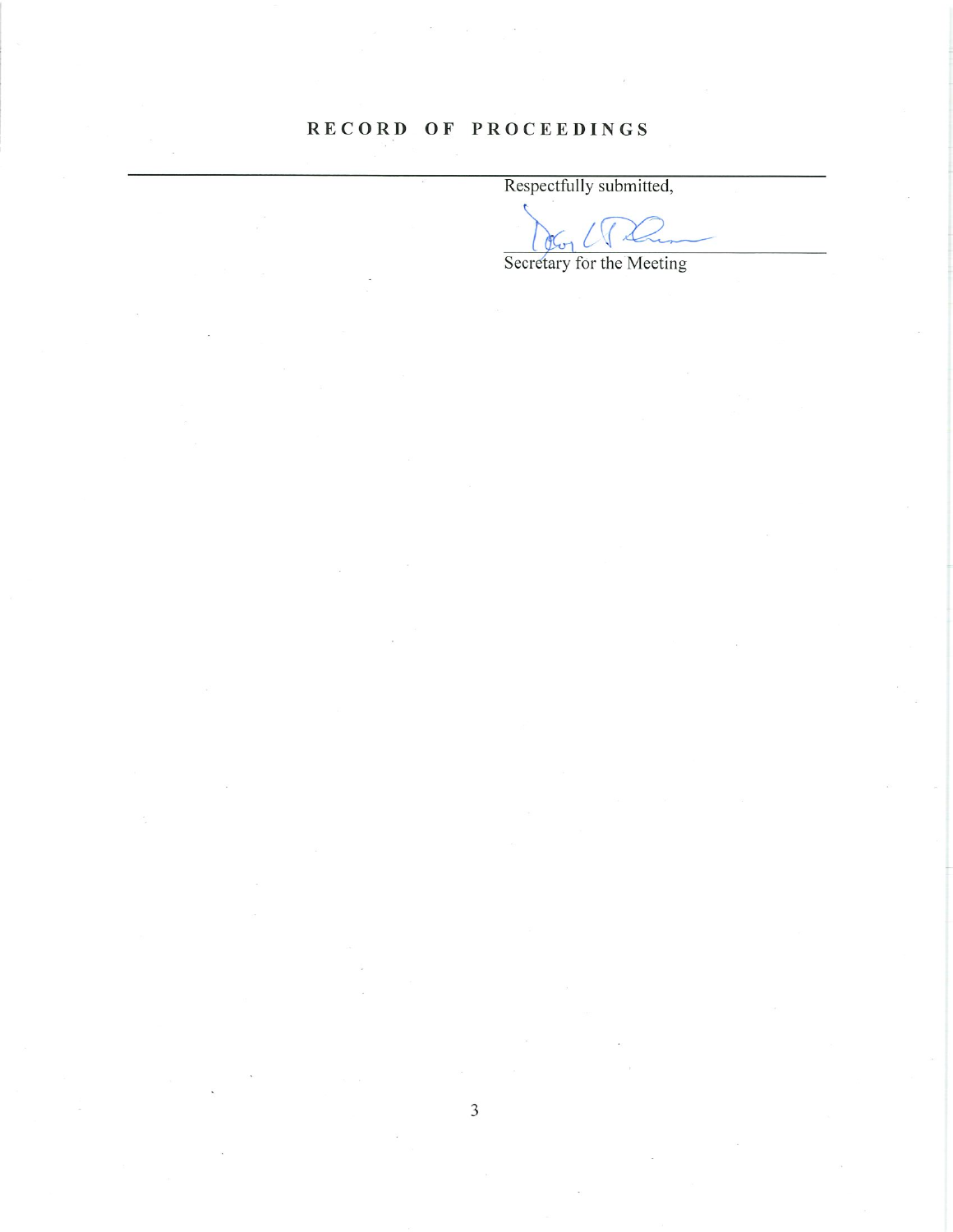# RECORD OF PROCEEDINGS

Respectfully submitted,

Secretary for the Meeting